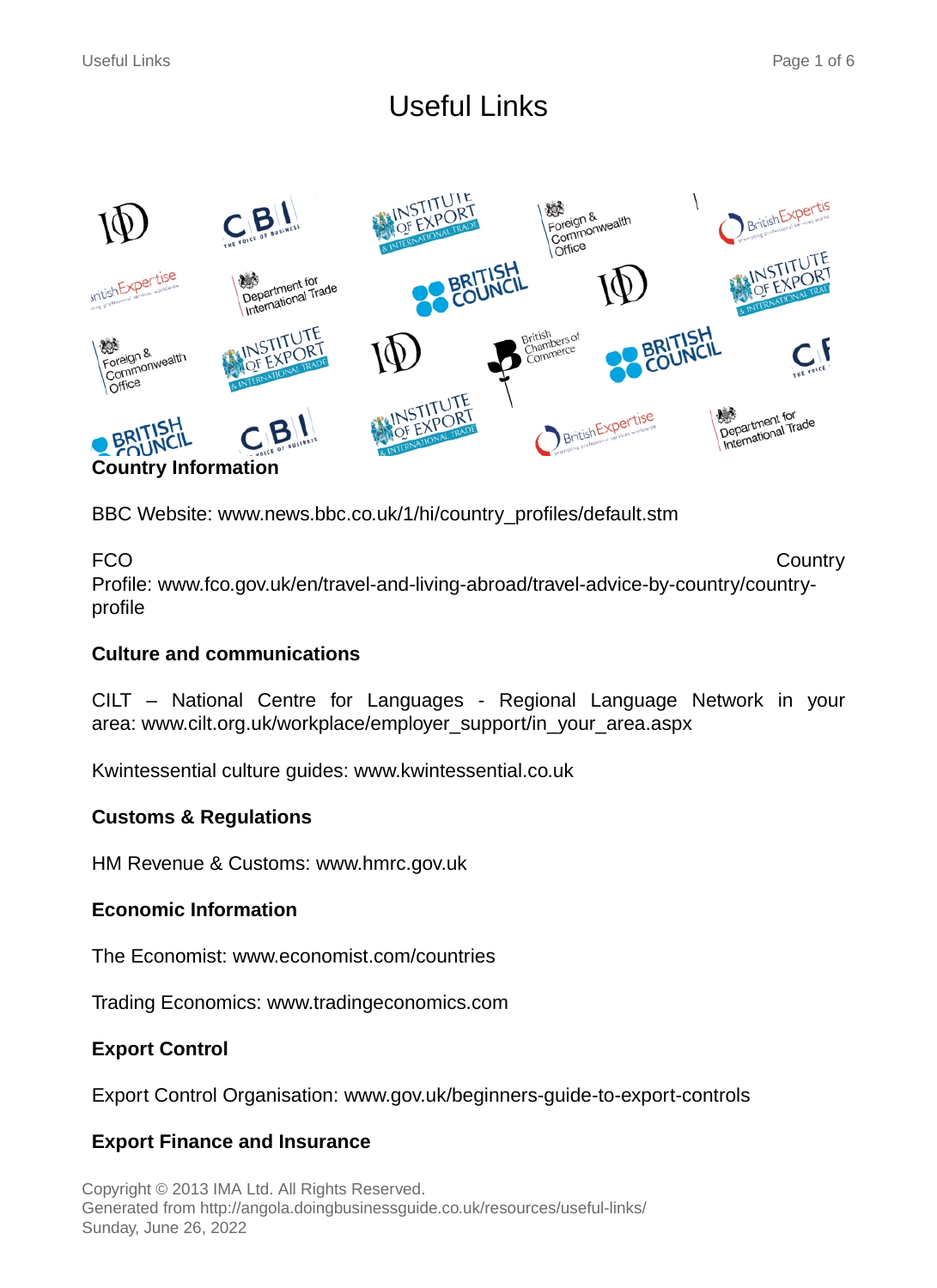# Useful Links

**Country Information**

BBC Website: www.news.bbc.co.uk/1/hi/country_profiles/default.stm

FCO Country Profile: www.fco.gov.uk/en/travel-and-living-abroad/travel-advice-by-country/country-profile

**Culture and communications**

CILT – National Centre for Languages - Regional Language Network in your area: www.cilt.org.uk/workplace/employer_support/in_your_area.aspx

Kwintessential culture guides: www.kwintessential.co.uk

**Customs & Regulations**

HM Revenue & Customs: www.hmrc.gov.uk

**Economic Information**

The Economist: www.economist.com/countries

Trading Economics: www.tradingeconomics.com

**Export Control**

Export Control Organisation: www.gov.uk/beginners-guide-to-export-controls

**Export Finance and Insurance**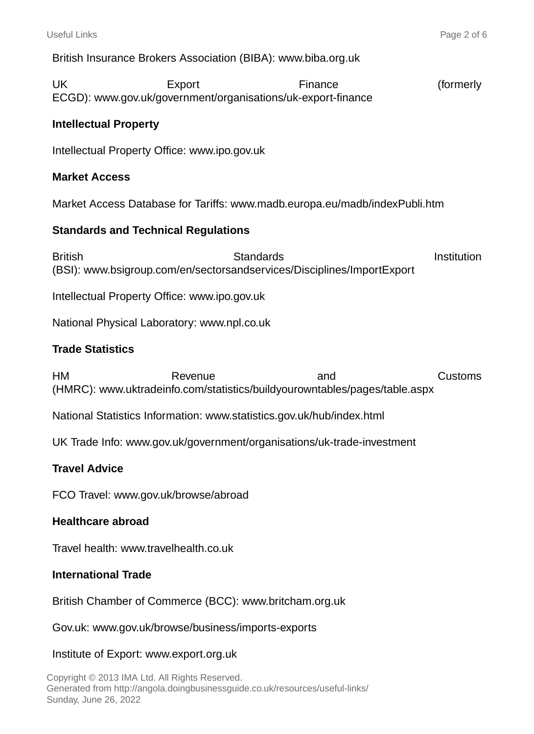British Insurance Brokers Association (BIBA): www.biba.org.uk

UK Export Finance (formerly ECGD): www.gov.uk/government/organisations/uk-export-finance

**Intellectual Property**

Intellectual Property Office: www.ipo.gov.uk

**Market Access**

Market Access Database for Tariffs: www.madb.europa.eu/madb/indexPubli.htm

**Standards and Technical Regulations**

British Standards Institution (BSI): www.bsigroup.com/en/sectorsandservices/Disciplines/ImportExport

Intellectual Property Office: www.ipo.gov.uk

National Physical Laboratory: www.npl.co.uk

**Trade Statistics**

HM Revenue and Customs (HMRC): www.uktradeinfo.com/statistics/buildyourowntables/pages/table.aspx

National Statistics Information: www.statistics.gov.uk/hub/index.html

UK Trade Info: www.gov.uk/government/organisations/uk-trade-investment

**Travel Advice**

FCO Travel: www.gov.uk/browse/abroad

**Healthcare abroad**

Travel health: www.travelhealth.co.uk

**International Trade**

British Chamber of Commerce (BCC): www.britcham.org.uk

Gov.uk: www.gov.uk/browse/business/imports-exports

Institute of Export: www.export.org.uk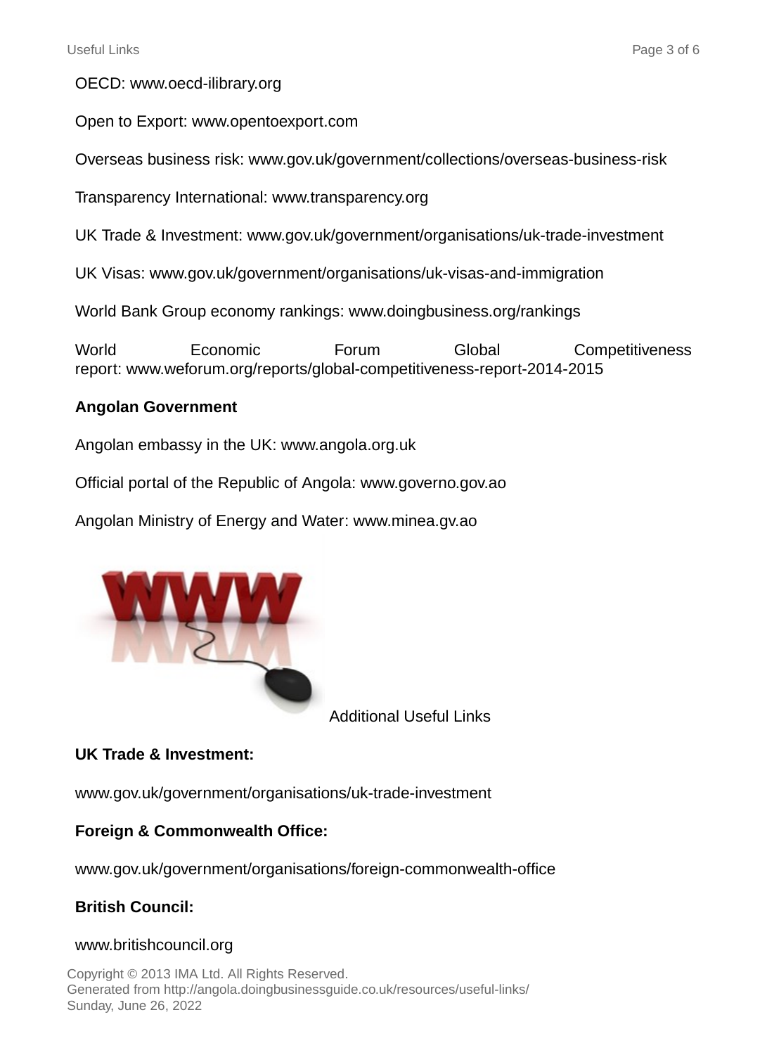OECD: www.oecd-ilibrary.org

Open to Export: www.opentoexport.com

Overseas business risk: www.gov.uk/government/collections/overseas-business-risk

Transparency International: www.transparency.org

UK Trade & Investment: www.gov.uk/government/organisations/uk-trade-investment

UK Visas: www.gov.uk/government/organisations/uk-visas-and-immigration

World Bank Group economy rankings: www.doingbusiness.org/rankings

World Economic Forum Global Competitiveness report: www.weforum.org/reports/global-competitiveness-report-2014-2015

**Angolan Government**

Angolan embassy in the UK: www.angola.org.uk

Official portal of the Republic of Angola: www.governo.gov.ao

Angolan Ministry of Energy and Water: www.minea.gv.ao

Additional Useful Links

**UK Trade & Investment:**

www.gov.uk/government/organisations/uk-trade-investment

**Foreign & Commonwealth Office:**

www.gov.uk/government/organisations/foreign-commonwealth-office

**British Council:**

www.britishcouncil.org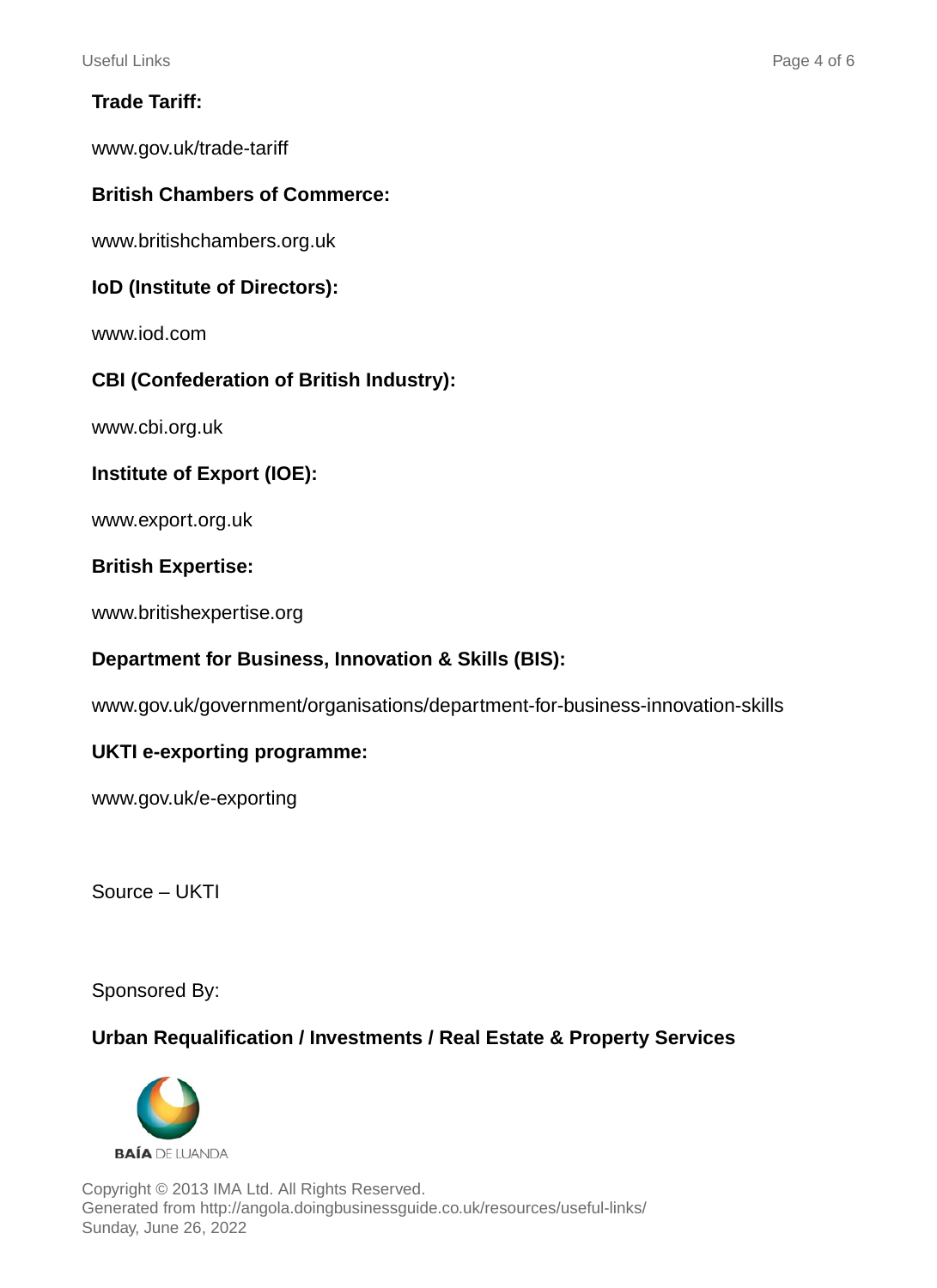**Trade Tariff:**

www.gov.uk/trade-tariff

**British Chambers of Commerce:**

www.britishchambers.org.uk

**IoD (Institute of Directors):**

www.iod.com

**CBI (Confederation of British Industry):**

www.cbi.org.uk

**Institute of Export (IOE):**

www.export.org.uk

**British Expertise:**

www.britishexpertise.org

**Department for Business, Innovation & Skills (BIS):**

www.gov.uk/government/organisations/department-for-business-innovation-skills

**UKTI e-exporting programme:**

www.gov.uk/e-exporting

Source – UKTI

Sponsored By:

**Urban Requalification / Investments / Real Estate & Property Services**

**BAÍA** DE LUANDA

Copyright © 2013 IMA Ltd. All Rights Reserved.
Generated from http://angola.doingbusinessguide.co.uk/resources/useful-links/
Sunday, June 26, 2022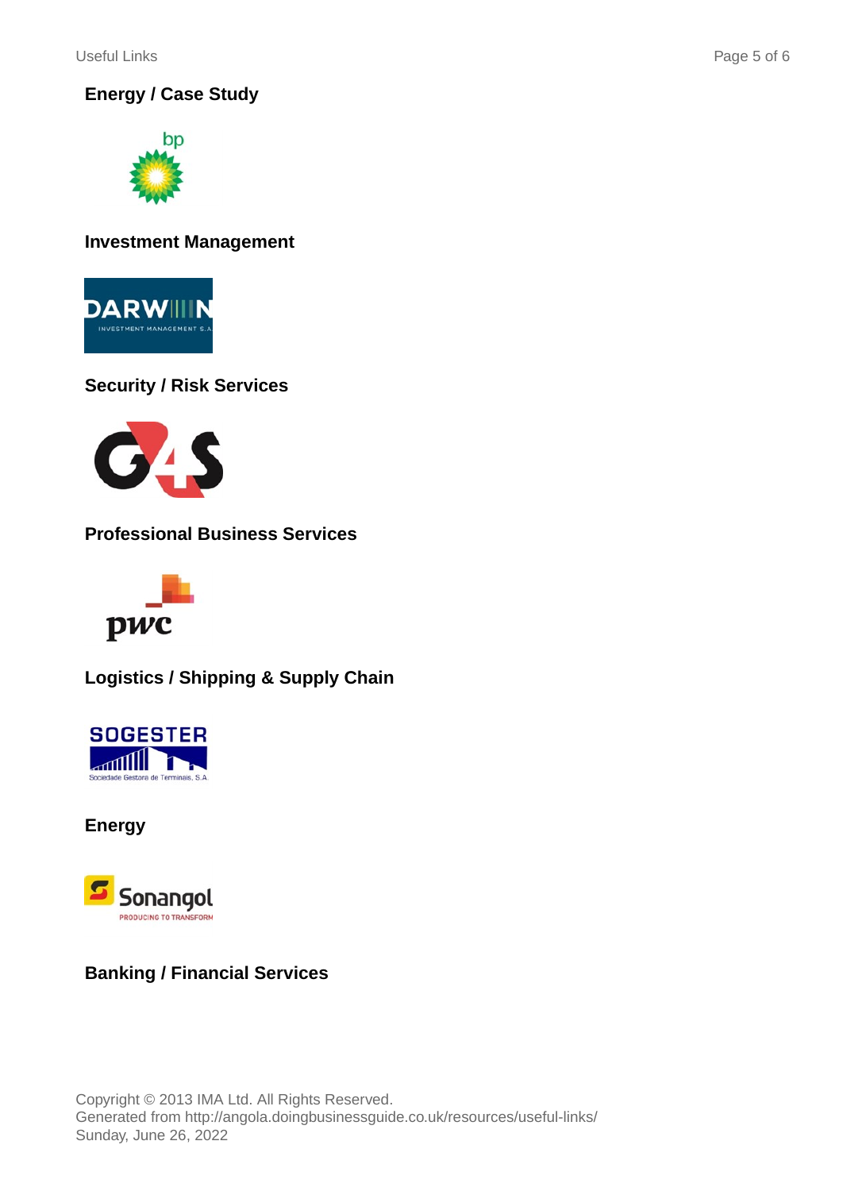### Energy / Case Study

### Investment Management

### Security / Risk Services

### Professional Business Services

### Logistics / Shipping & Supply Chain

### Energy

### Banking / Financial Services

Copyright © 2013 IMA Ltd. All Rights Reserved.
Generated from http://angola.doingbusinessguide.co.uk/resources/useful-links/
Sunday, June 26, 2022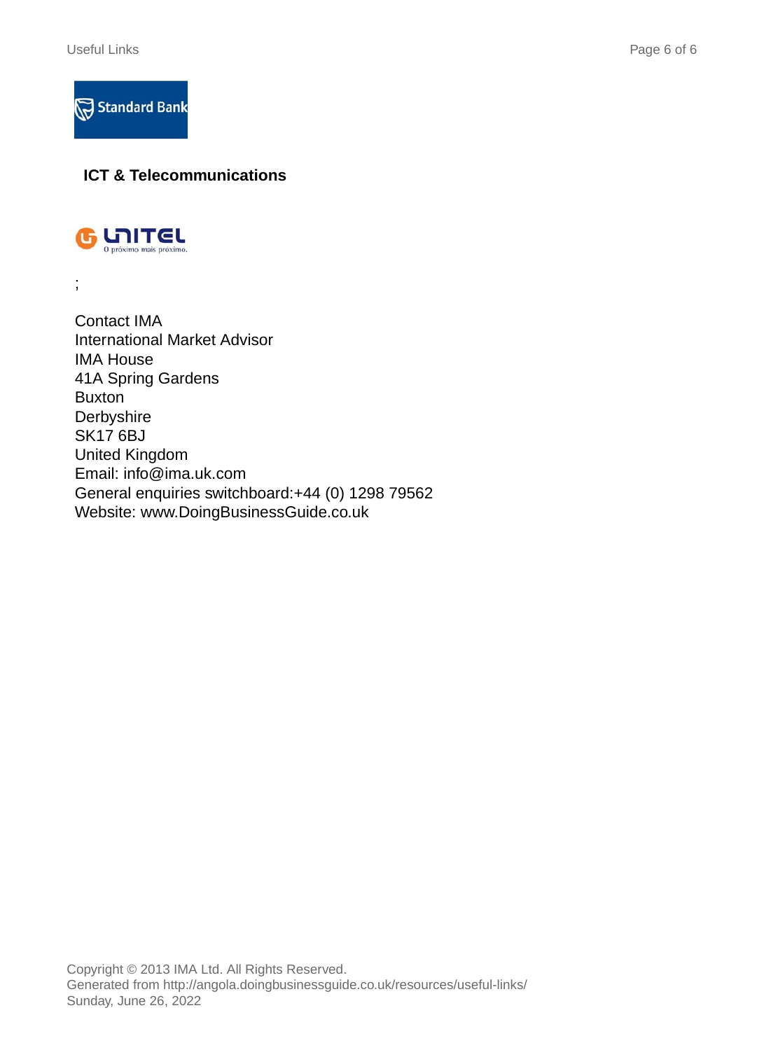**ICT & Telecommunications**

;

Contact IMA
International Market Advisor
IMA House
41A Spring Gardens
Buxton
Derbyshire
SK17 6BJ
United Kingdom
Email: info@ima.uk.com
General enquiries switchboard:+44 (0) 1298 79562
Website: www.DoingBusinessGuide.co.uk

Copyright © 2013 IMA Ltd. All Rights Reserved.
Generated from http://angola.doingbusinessguide.co.uk/resources/useful-links/
Sunday, June 26, 2022